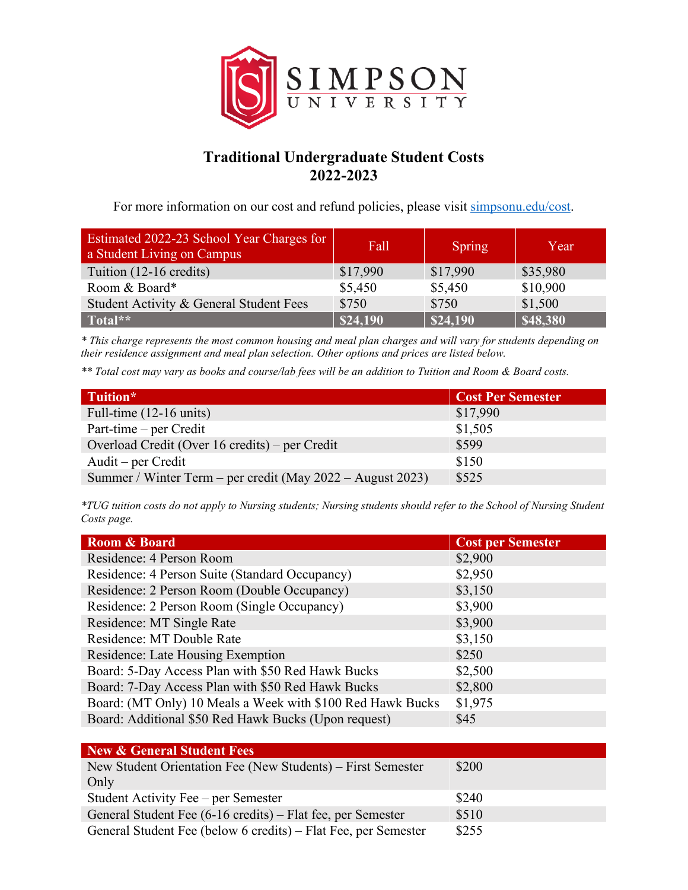# Simpson University

## Traditional Undergraduate Student Costs
## 2022-2023

For more information on our cost and refund policies, please visit simpsonu.edu/cost.

| Estimated 2022-23 School Year Charges for a Student Living on Campus | Fall | Spring | Year |
|---|---|---|---|
| Tuition (12-16 credits) | $17,990 | $17,990 | $35,980 |
| Room & Board* | $5,450 | $5,450 | $10,900 |
| Student Activity & General Student Fees | $750 | $750 | $1,500 |
| **Total**** | **$24,190** | **$24,190** | **$48,380** |

*\* This charge represents the most common housing and meal plan charges and will vary for students depending on their residence assignment and meal plan selection. Other options and prices are listed below.*

*\*\* Total cost may vary as books and course/lab fees will be an addition to Tuition and Room & Board costs.*

| Tuition* | Cost Per Semester |
|---|---|
| Full-time (12-16 units) | $17,990 |
| Part-time – per Credit | $1,505 |
| Overload Credit (Over 16 credits) – per Credit | $599 |
| Audit – per Credit | $150 |
| Summer / Winter Term – per credit (May 2022 – August 2023) | $525 |

*\*TUG tuition costs do not apply to Nursing students; Nursing students should refer to the School of Nursing Student Costs page.*

| Room & Board | Cost per Semester |
|---|---|
| Residence: 4 Person Room | $2,900 |
| Residence: 4 Person Suite (Standard Occupancy) | $2,950 |
| Residence: 2 Person Room (Double Occupancy) | $3,150 |
| Residence: 2 Person Room (Single Occupancy) | $3,900 |
| Residence: MT Single Rate | $3,900 |
| Residence: MT Double Rate | $3,150 |
| Residence: Late Housing Exemption | $250 |
| Board: 5-Day Access Plan with $50 Red Hawk Bucks | $2,500 |
| Board: 7-Day Access Plan with $50 Red Hawk Bucks | $2,800 |
| Board: (MT Only) 10 Meals a Week with $100 Red Hawk Bucks | $1,975 |
| Board: Additional $50 Red Hawk Bucks (Upon request) | $45 |

| New & General Student Fees | |
|---|---|
| New Student Orientation Fee (New Students) – First Semester Only | $200 |
| Student Activity Fee – per Semester | $240 |
| General Student Fee (6-16 credits) – Flat fee, per Semester | $510 |
| General Student Fee (below 6 credits) – Flat Fee, per Semester | $255 |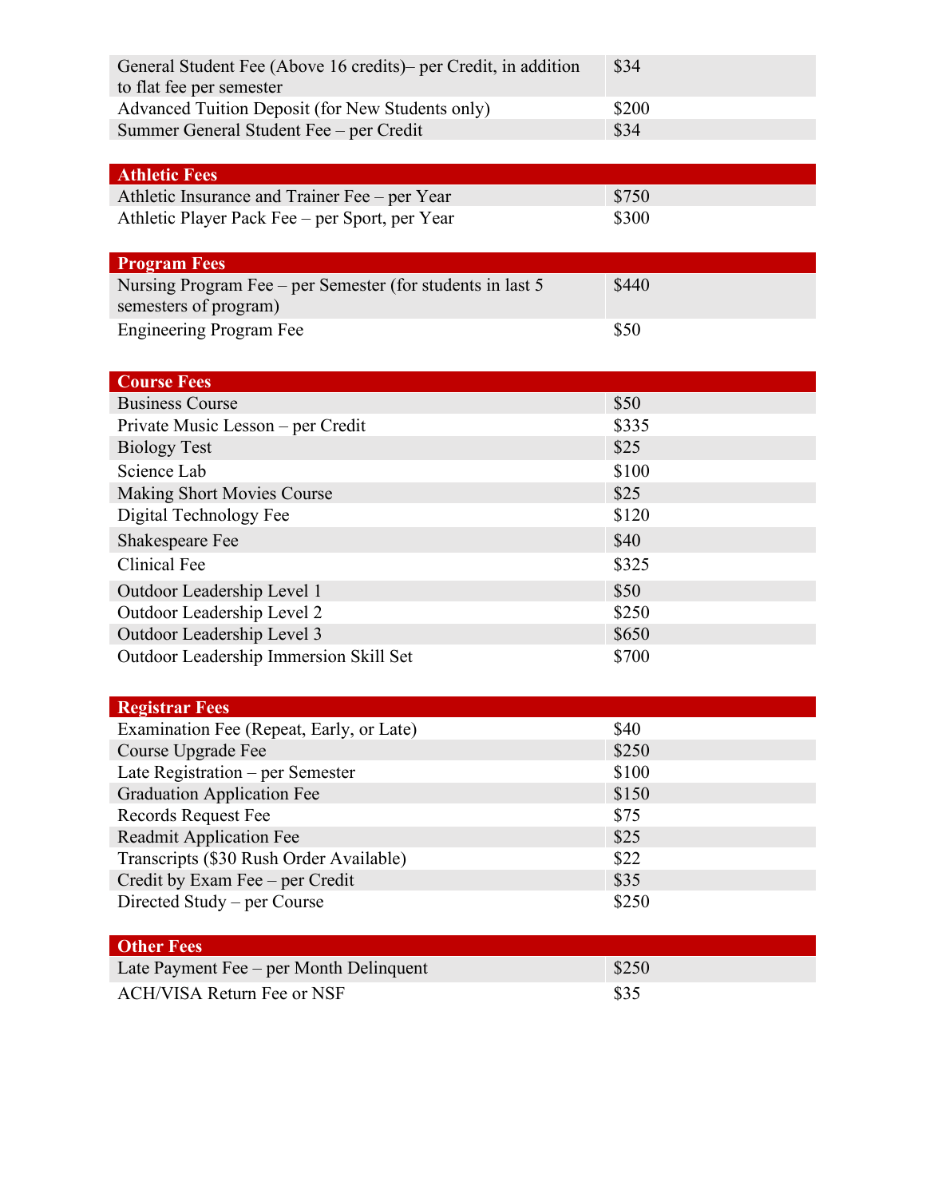| | |
|---|---|
| General Student Fee (Above 16 credits)– per Credit, in addition to flat fee per semester | $34 |
| Advanced Tuition Deposit (for New Students only) | $200 |
| Summer General Student Fee – per Credit | $34 |

| **Athletic Fees** | |
|---|---|
| Athletic Insurance and Trainer Fee – per Year | $750 |
| Athletic Player Pack Fee – per Sport, per Year | $300 |

| **Program Fees** | |
|---|---|
| Nursing Program Fee – per Semester (for students in last 5 semesters of program) | $440 |
| Engineering Program Fee | $50 |

| **Course Fees** | |
|---|---|
| Business Course | $50 |
| Private Music Lesson – per Credit | $335 |
| Biology Test | $25 |
| Science Lab | $100 |
| Making Short Movies Course | $25 |
| Digital Technology Fee | $120 |
| Shakespeare Fee | $40 |
| Clinical Fee | $325 |
| Outdoor Leadership Level 1 | $50 |
| Outdoor Leadership Level 2 | $250 |
| Outdoor Leadership Level 3 | $650 |
| Outdoor Leadership Immersion Skill Set | $700 |

| **Registrar Fees** | |
|---|---|
| Examination Fee (Repeat, Early, or Late) | $40 |
| Course Upgrade Fee | $250 |
| Late Registration – per Semester | $100 |
| Graduation Application Fee | $150 |
| Records Request Fee | $75 |
| Readmit Application Fee | $25 |
| Transcripts ($30 Rush Order Available) | $22 |
| Credit by Exam Fee – per Credit | $35 |
| Directed Study – per Course | $250 |

| **Other Fees** | |
|---|---|
| Late Payment Fee – per Month Delinquent | $250 |
| ACH/VISA Return Fee or NSF | $35 |